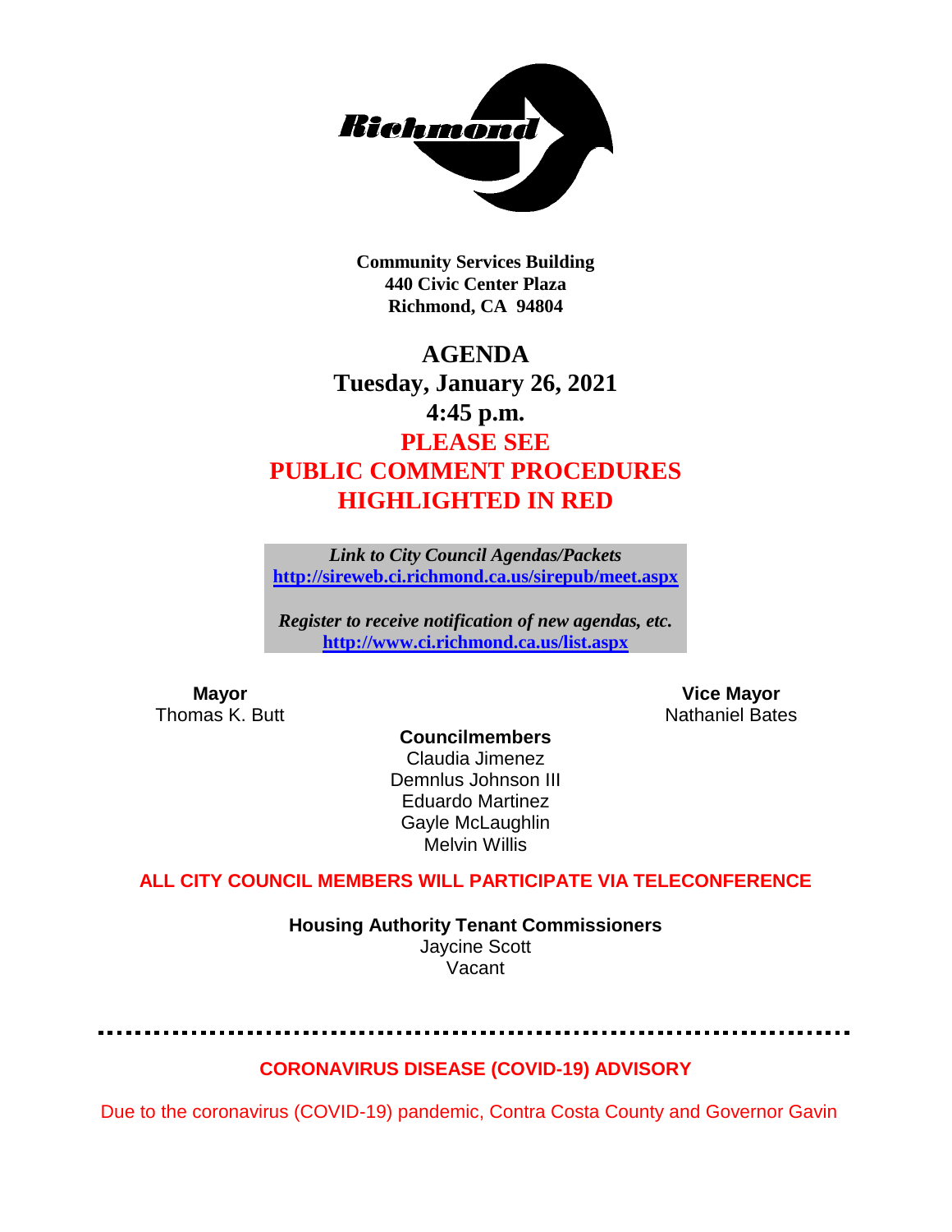**Richmond**

**Community Services Building**
**440 Civic Center Plaza**
**Richmond, CA 94804**

# AGENDA
## Tuesday, January 26, 2021
## 4:45 p.m.
## PLEASE SEE PUBLIC COMMENT PROCEDURES HIGHLIGHTED IN RED

*Link to City Council Agendas/Packets*
**http://sireweb.ci.richmond.ca.us/sirepub/meet.aspx**

*Register to receive notification of new agendas, etc.*
**http://www.ci.richmond.ca.us/list.aspx**

**Mayor**
Thomas K. Butt

**Vice Mayor**
Nathaniel Bates

**Councilmembers**
Claudia Jimenez
Demnlus Johnson III
Eduardo Martinez
Gayle McLaughlin
Melvin Willis

**ALL CITY COUNCIL MEMBERS WILL PARTICIPATE VIA TELECONFERENCE**

**Housing Authority Tenant Commissioners**
Jaycine Scott
Vacant

---

**CORONAVIRUS DISEASE (COVID-19) ADVISORY**

Due to the coronavirus (COVID-19) pandemic, Contra Costa County and Governor Gavin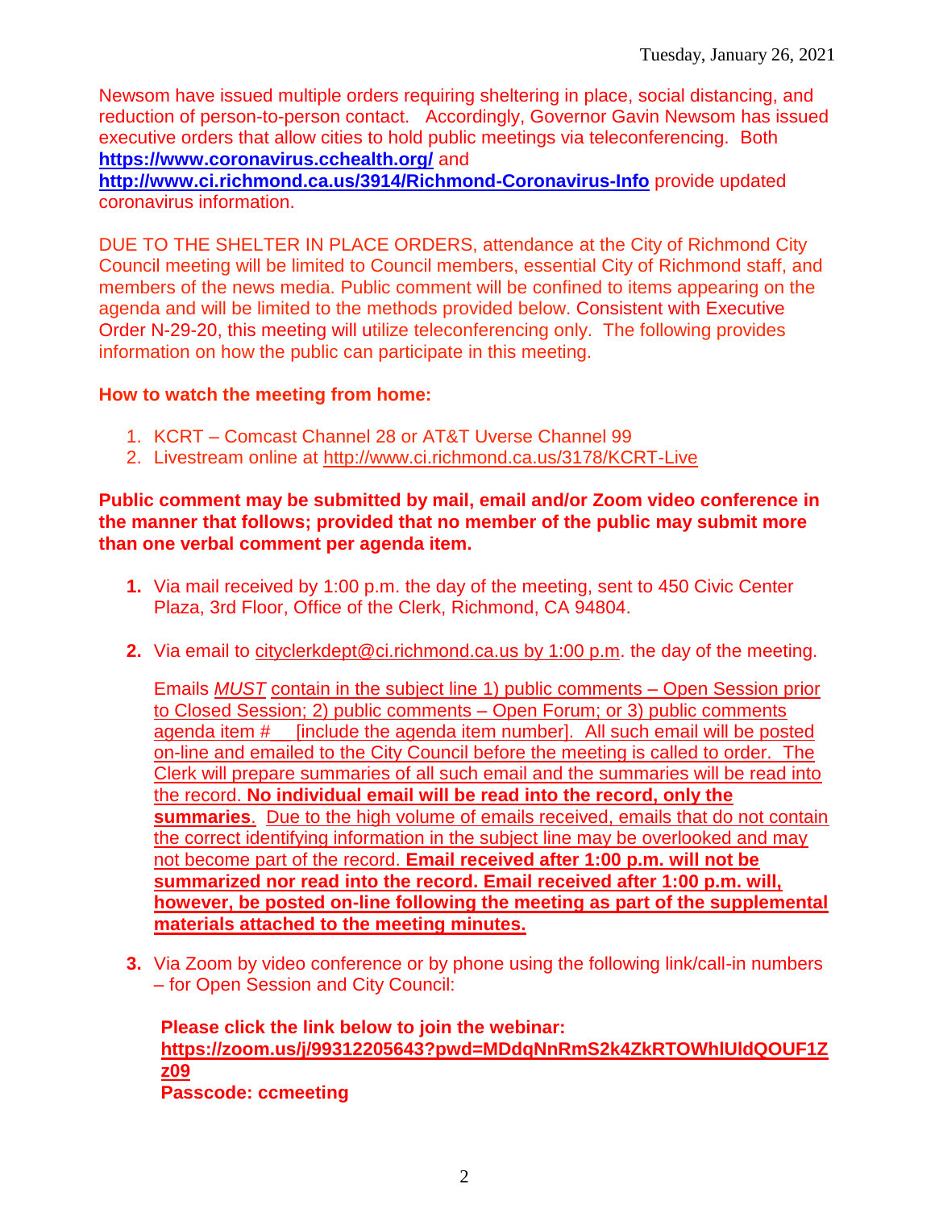Newsom have issued multiple orders requiring sheltering in place, social distancing, and reduction of person-to-person contact. Accordingly, Governor Gavin Newsom has issued executive orders that allow cities to hold public meetings via teleconferencing. Both **https://www.coronavirus.cchealth.org/** and **http://www.ci.richmond.ca.us/3914/Richmond-Coronavirus-Info** provide updated coronavirus information.

DUE TO THE SHELTER IN PLACE ORDERS, attendance at the City of Richmond City Council meeting will be limited to Council members, essential City of Richmond staff, and members of the news media. Public comment will be confined to items appearing on the agenda and will be limited to the methods provided below. Consistent with Executive Order N-29-20, this meeting will utilize teleconferencing only. The following provides information on how the public can participate in this meeting.

**How to watch the meeting from home:**

1. KCRT – Comcast Channel 28 or AT&T Uverse Channel 99
2. Livestream online at http://www.ci.richmond.ca.us/3178/KCRT-Live

**Public comment may be submitted by mail, email and/or Zoom video conference in the manner that follows; provided that no member of the public may submit more than one verbal comment per agenda item.**

1. Via mail received by 1:00 p.m. the day of the meeting, sent to 450 Civic Center Plaza, 3rd Floor, Office of the Clerk, Richmond, CA 94804.

2. Via email to cityclerkdept@ci.richmond.ca.us by 1:00 p.m. the day of the meeting.

   Emails *MUST* contain in the subject line 1) public comments – Open Session prior to Closed Session; 2) public comments – Open Forum; or 3) public comments agenda item #\_\_ [include the agenda item number]. All such email will be posted on-line and emailed to the City Council before the meeting is called to order. The Clerk will prepare summaries of all such email and the summaries will be read into the record. **No individual email will be read into the record, only the summaries**. Due to the high volume of emails received, emails that do not contain the correct identifying information in the subject line may be overlooked and may not become part of the record. **Email received after 1:00 p.m. will not be summarized nor read into the record. Email received after 1:00 p.m. will, however, be posted on-line following the meeting as part of the supplemental materials attached to the meeting minutes.**

3. Via Zoom by video conference or by phone using the following link/call-in numbers – for Open Session and City Council:

   **Please click the link below to join the webinar:**
   **https://zoom.us/j/99312205643?pwd=MDdqNnRmS2k4ZkRTOWhlUldQOUF1Zz09**
   **Passcode: ccmeeting**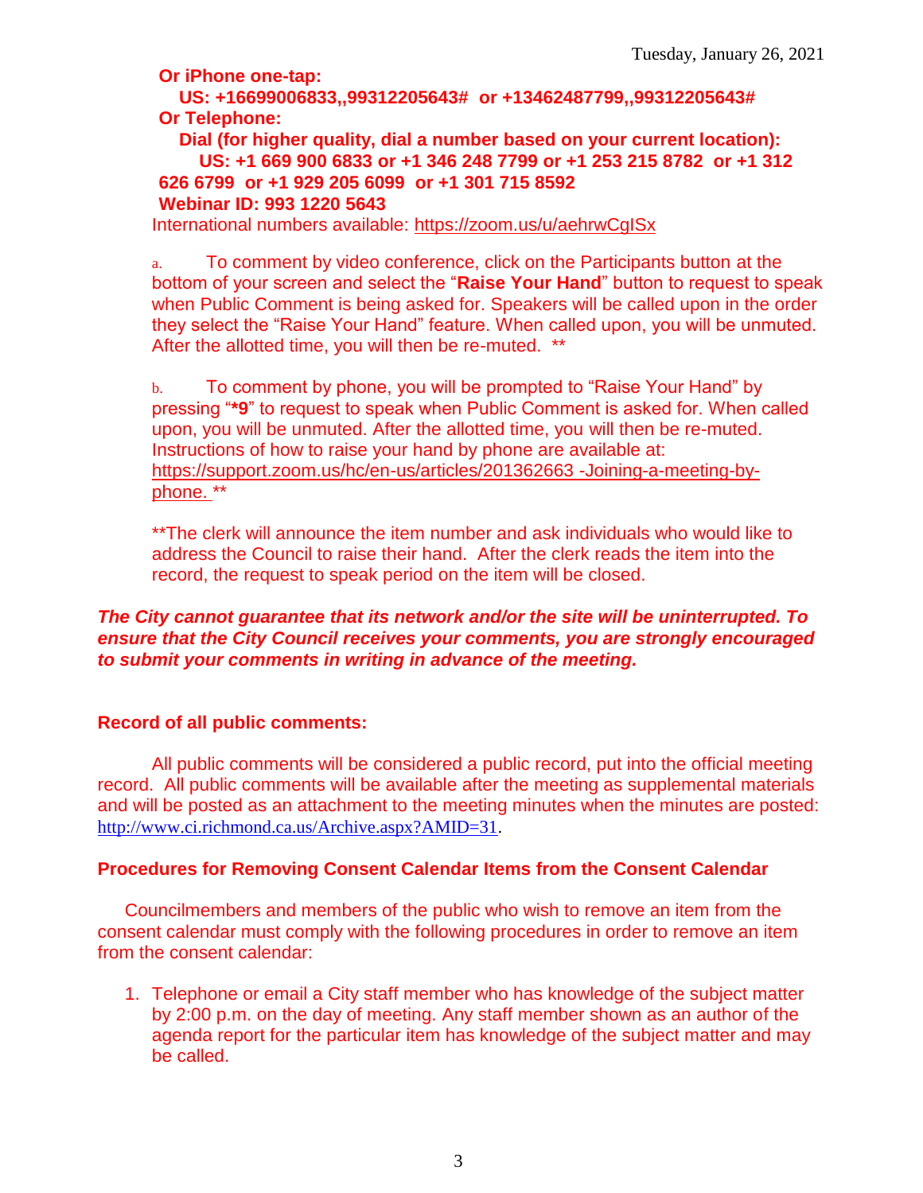**Or iPhone one-tap:**

**US: +16699006833,,99312205643# or +13462487799,,99312205643#**

**Or Telephone:**

**Dial (for higher quality, dial a number based on your current location):**

**US: +1 669 900 6833 or +1 346 248 7799 or +1 253 215 8782 or +1 312 626 6799 or +1 929 205 6099 or +1 301 715 8592**

**Webinar ID: 993 1220 5643**

International numbers available: https://zoom.us/u/aehrwCgISx

a. To comment by video conference, click on the Participants button at the bottom of your screen and select the "**Raise Your Hand**" button to request to speak when Public Comment is being asked for. Speakers will be called upon in the order they select the "Raise Your Hand" feature. When called upon, you will be unmuted. After the allotted time, you will then be re-muted. **

b. To comment by phone, you will be prompted to "Raise Your Hand" by pressing "**\*9**" to request to speak when Public Comment is asked for. When called upon, you will be unmuted. After the allotted time, you will then be re-muted. Instructions of how to raise your hand by phone are available at: https://support.zoom.us/hc/en-us/articles/201362663 -Joining-a-meeting-by-phone. **

**The clerk will announce the item number and ask individuals who would like to address the Council to raise their hand. After the clerk reads the item into the record, the request to speak period on the item will be closed.

***The City cannot guarantee that its network and/or the site will be uninterrupted. To ensure that the City Council receives your comments, you are strongly encouraged to submit your comments in writing in advance of the meeting.***

**Record of all public comments:**

All public comments will be considered a public record, put into the official meeting record. All public comments will be available after the meeting as supplemental materials and will be posted as an attachment to the meeting minutes when the minutes are posted: http://www.ci.richmond.ca.us/Archive.aspx?AMID=31.

**Procedures for Removing Consent Calendar Items from the Consent Calendar**

Councilmembers and members of the public who wish to remove an item from the consent calendar must comply with the following procedures in order to remove an item from the consent calendar:

1. Telephone or email a City staff member who has knowledge of the subject matter by 2:00 p.m. on the day of meeting. Any staff member shown as an author of the agenda report for the particular item has knowledge of the subject matter and may be called.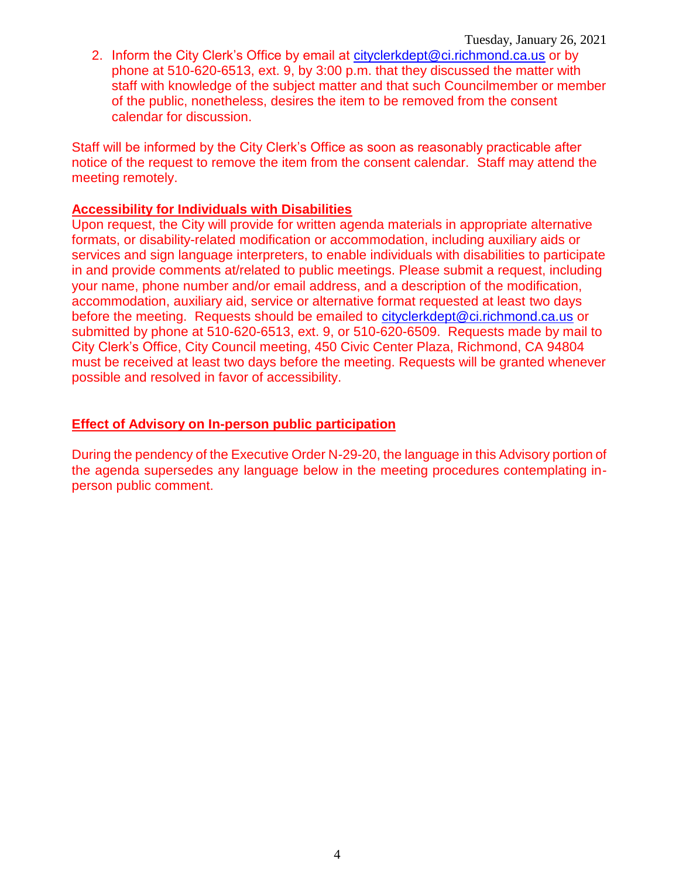2. Inform the City Clerk's Office by email at cityclerkdept@ci.richmond.ca.us or by phone at 510-620-6513, ext. 9, by 3:00 p.m. that they discussed the matter with staff with knowledge of the subject matter and that such Councilmember or member of the public, nonetheless, desires the item to be removed from the consent calendar for discussion.

Staff will be informed by the City Clerk's Office as soon as reasonably practicable after notice of the request to remove the item from the consent calendar. Staff may attend the meeting remotely.

**Accessibility for Individuals with Disabilities**

Upon request, the City will provide for written agenda materials in appropriate alternative formats, or disability-related modification or accommodation, including auxiliary aids or services and sign language interpreters, to enable individuals with disabilities to participate in and provide comments at/related to public meetings. Please submit a request, including your name, phone number and/or email address, and a description of the modification, accommodation, auxiliary aid, service or alternative format requested at least two days before the meeting. Requests should be emailed to cityclerkdept@ci.richmond.ca.us or submitted by phone at 510-620-6513, ext. 9, or 510-620-6509. Requests made by mail to City Clerk's Office, City Council meeting, 450 Civic Center Plaza, Richmond, CA 94804 must be received at least two days before the meeting. Requests will be granted whenever possible and resolved in favor of accessibility.

**Effect of Advisory on In-person public participation**

During the pendency of the Executive Order N-29-20, the language in this Advisory portion of the agenda supersedes any language below in the meeting procedures contemplating in-person public comment.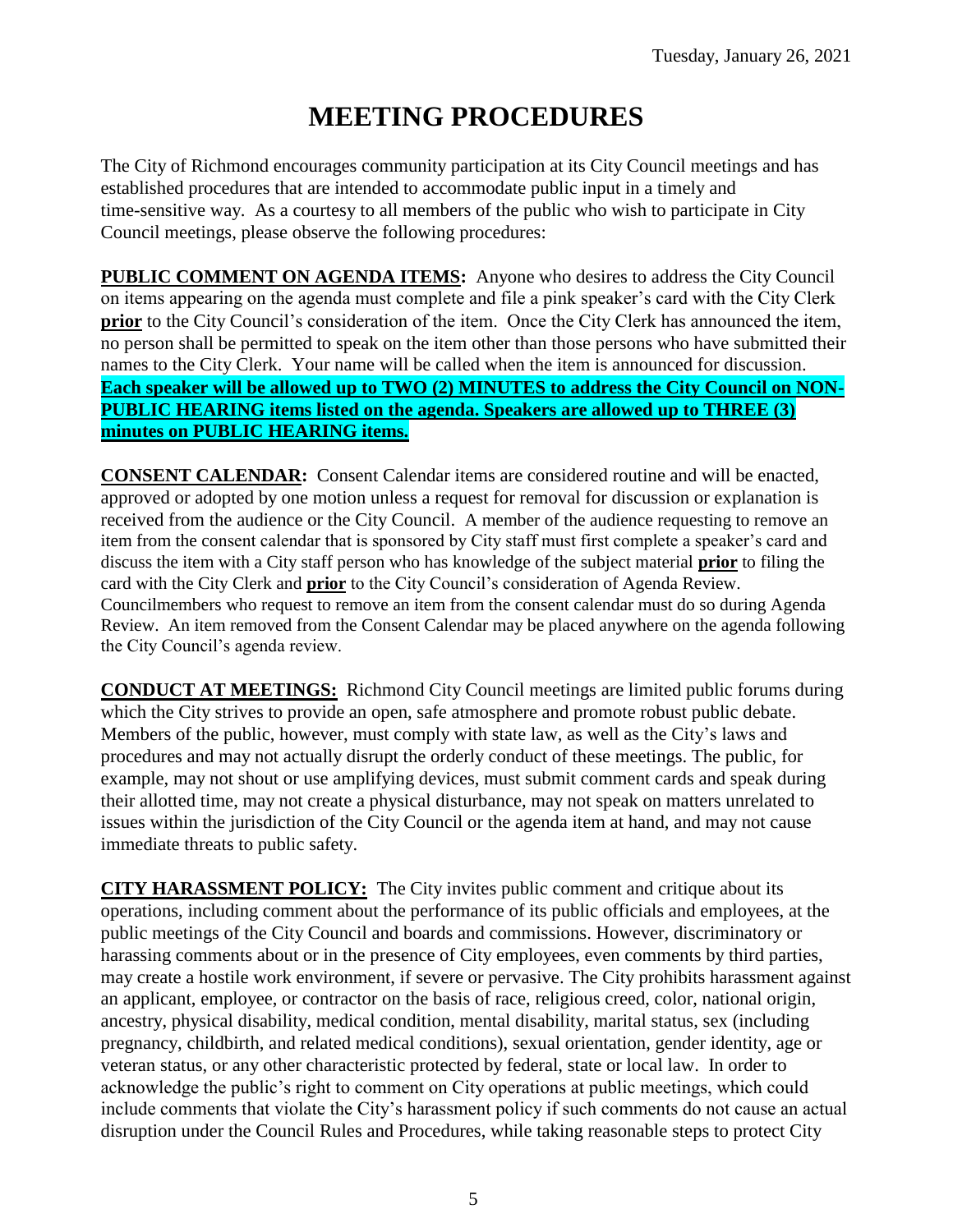# MEETING PROCEDURES

The City of Richmond encourages community participation at its City Council meetings and has established procedures that are intended to accommodate public input in a timely and time-sensitive way. As a courtesy to all members of the public who wish to participate in City Council meetings, please observe the following procedures:

**PUBLIC COMMENT ON AGENDA ITEMS:** Anyone who desires to address the City Council on items appearing on the agenda must complete and file a pink speaker's card with the City Clerk **prior** to the City Council's consideration of the item. Once the City Clerk has announced the item, no person shall be permitted to speak on the item other than those persons who have submitted their names to the City Clerk. Your name will be called when the item is announced for discussion. **Each speaker will be allowed up to TWO (2) MINUTES to address the City Council on NON-PUBLIC HEARING items listed on the agenda. Speakers are allowed up to THREE (3) minutes on PUBLIC HEARING items.**

**CONSENT CALENDAR:** Consent Calendar items are considered routine and will be enacted, approved or adopted by one motion unless a request for removal for discussion or explanation is received from the audience or the City Council. A member of the audience requesting to remove an item from the consent calendar that is sponsored by City staff must first complete a speaker's card and discuss the item with a City staff person who has knowledge of the subject material **prior** to filing the card with the City Clerk and **prior** to the City Council's consideration of Agenda Review. Councilmembers who request to remove an item from the consent calendar must do so during Agenda Review. An item removed from the Consent Calendar may be placed anywhere on the agenda following the City Council's agenda review.

**CONDUCT AT MEETINGS:** Richmond City Council meetings are limited public forums during which the City strives to provide an open, safe atmosphere and promote robust public debate. Members of the public, however, must comply with state law, as well as the City's laws and procedures and may not actually disrupt the orderly conduct of these meetings. The public, for example, may not shout or use amplifying devices, must submit comment cards and speak during their allotted time, may not create a physical disturbance, may not speak on matters unrelated to issues within the jurisdiction of the City Council or the agenda item at hand, and may not cause immediate threats to public safety.

**CITY HARASSMENT POLICY:** The City invites public comment and critique about its operations, including comment about the performance of its public officials and employees, at the public meetings of the City Council and boards and commissions. However, discriminatory or harassing comments about or in the presence of City employees, even comments by third parties, may create a hostile work environment, if severe or pervasive. The City prohibits harassment against an applicant, employee, or contractor on the basis of race, religious creed, color, national origin, ancestry, physical disability, medical condition, mental disability, marital status, sex (including pregnancy, childbirth, and related medical conditions), sexual orientation, gender identity, age or veteran status, or any other characteristic protected by federal, state or local law. In order to acknowledge the public's right to comment on City operations at public meetings, which could include comments that violate the City's harassment policy if such comments do not cause an actual disruption under the Council Rules and Procedures, while taking reasonable steps to protect City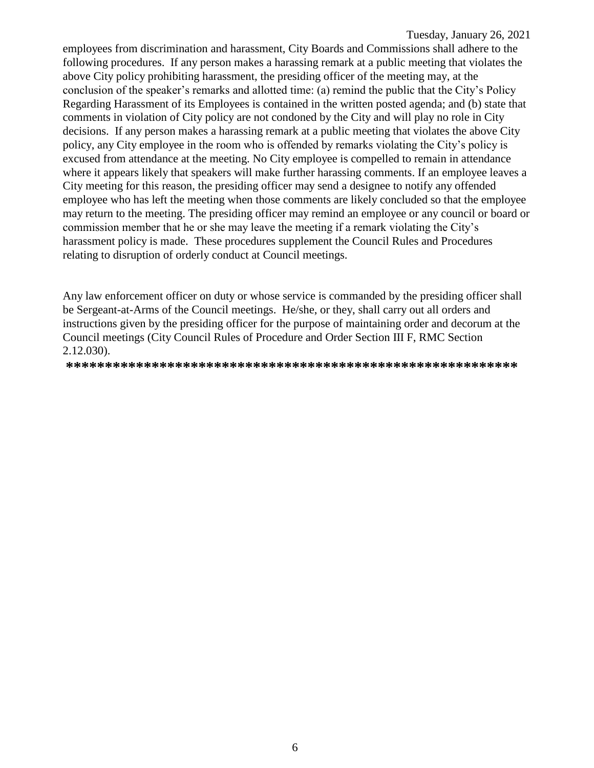employees from discrimination and harassment, City Boards and Commissions shall adhere to the following procedures. If any person makes a harassing remark at a public meeting that violates the above City policy prohibiting harassment, the presiding officer of the meeting may, at the conclusion of the speaker's remarks and allotted time: (a) remind the public that the City's Policy Regarding Harassment of its Employees is contained in the written posted agenda; and (b) state that comments in violation of City policy are not condoned by the City and will play no role in City decisions. If any person makes a harassing remark at a public meeting that violates the above City policy, any City employee in the room who is offended by remarks violating the City's policy is excused from attendance at the meeting. No City employee is compelled to remain in attendance where it appears likely that speakers will make further harassing comments. If an employee leaves a City meeting for this reason, the presiding officer may send a designee to notify any offended employee who has left the meeting when those comments are likely concluded so that the employee may return to the meeting. The presiding officer may remind an employee or any council or board or commission member that he or she may leave the meeting if a remark violating the City's harassment policy is made. These procedures supplement the Council Rules and Procedures relating to disruption of orderly conduct at Council meetings.

Any law enforcement officer on duty or whose service is commanded by the presiding officer shall be Sergeant-at-Arms of the Council meetings. He/she, or they, shall carry out all orders and instructions given by the presiding officer for the purpose of maintaining order and decorum at the Council meetings (City Council Rules of Procedure and Order Section III F, RMC Section 2.12.030).

**\*\*\*\*\*\*\*\*\*\*\*\*\*\*\*\*\*\*\*\*\*\*\*\*\*\*\*\*\*\*\*\*\*\*\*\*\*\*\*\*\*\*\*\*\*\*\*\*\*\*\*\*\*\*\*\*\*\*\*\***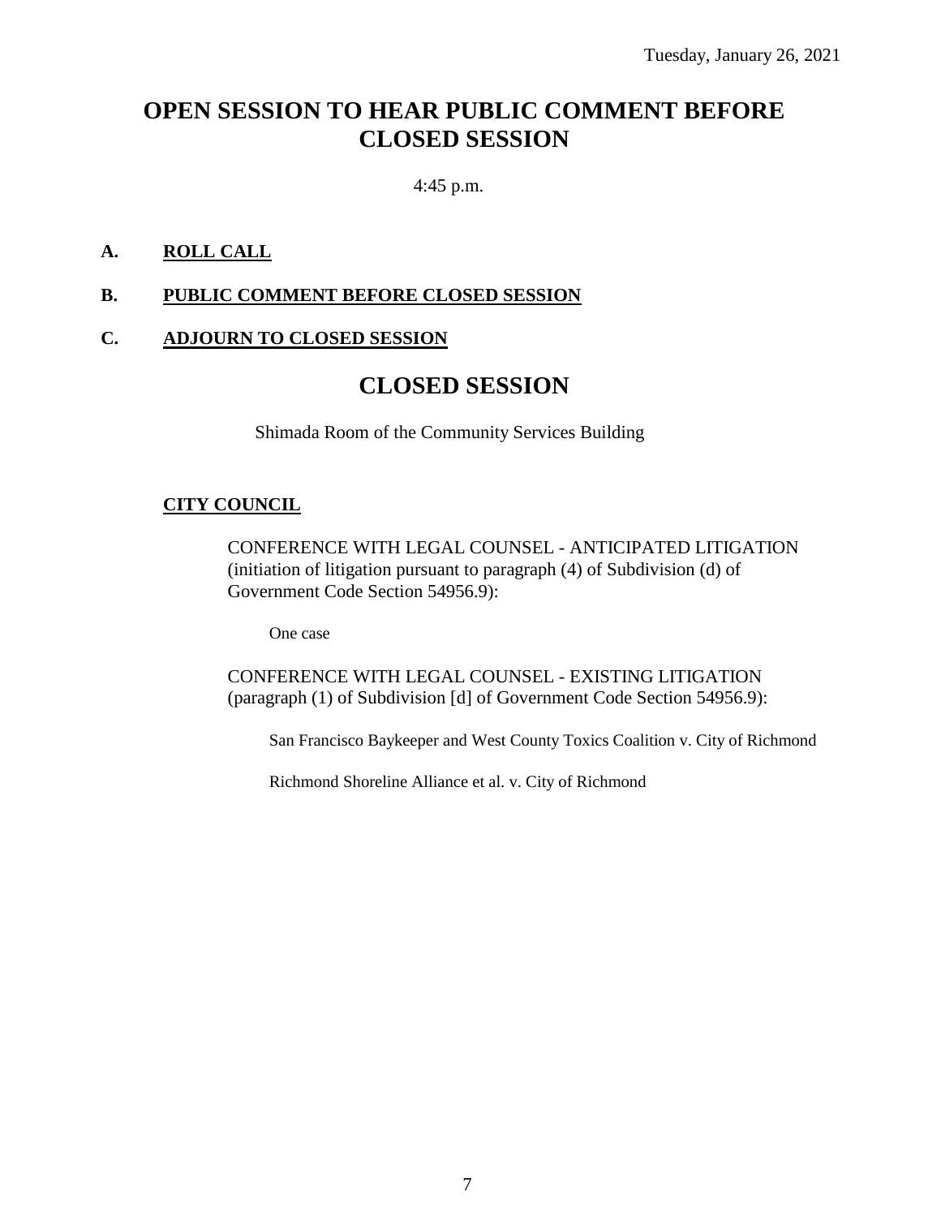Tuesday, January 26, 2021

# OPEN SESSION TO HEAR PUBLIC COMMENT BEFORE CLOSED SESSION

4:45 p.m.

**A. ROLL CALL**

**B. PUBLIC COMMENT BEFORE CLOSED SESSION**

**C. ADJOURN TO CLOSED SESSION**

# CLOSED SESSION

Shimada Room of the Community Services Building

**CITY COUNCIL**

CONFERENCE WITH LEGAL COUNSEL - ANTICIPATED LITIGATION (initiation of litigation pursuant to paragraph (4) of Subdivision (d) of Government Code Section 54956.9):

One case

CONFERENCE WITH LEGAL COUNSEL - EXISTING LITIGATION (paragraph (1) of Subdivision [d] of Government Code Section 54956.9):

San Francisco Baykeeper and West County Toxics Coalition v. City of Richmond

Richmond Shoreline Alliance et al. v. City of Richmond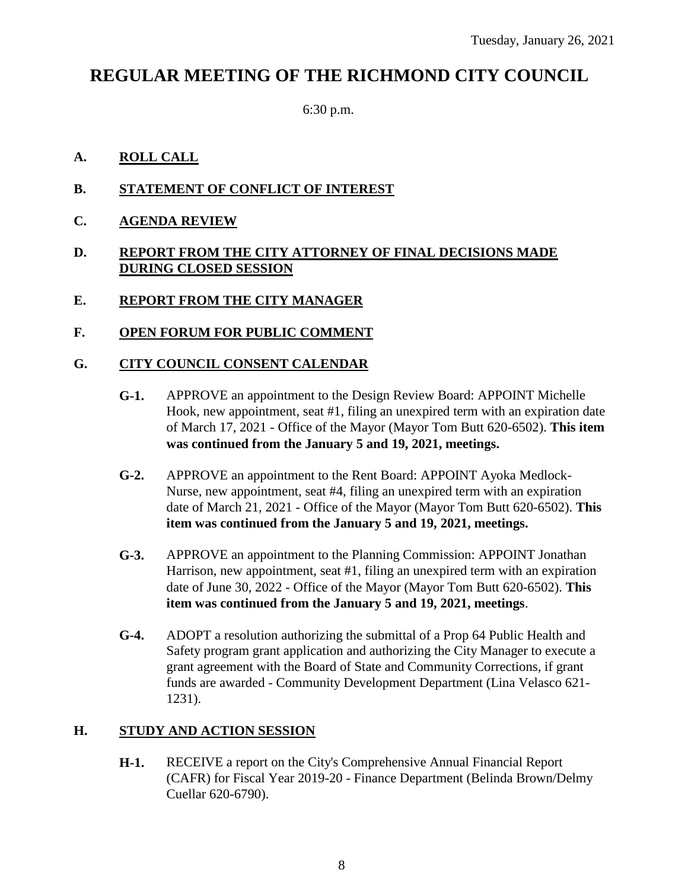Tuesday, January 26, 2021

# REGULAR MEETING OF THE RICHMOND CITY COUNCIL

6:30 p.m.

**A. ROLL CALL**

**B. STATEMENT OF CONFLICT OF INTEREST**

**C. AGENDA REVIEW**

**D. REPORT FROM THE CITY ATTORNEY OF FINAL DECISIONS MADE DURING CLOSED SESSION**

**E. REPORT FROM THE CITY MANAGER**

**F. OPEN FORUM FOR PUBLIC COMMENT**

**G. CITY COUNCIL CONSENT CALENDAR**

**G-1.** APPROVE an appointment to the Design Review Board: APPOINT Michelle Hook, new appointment, seat #1, filing an unexpired term with an expiration date of March 17, 2021 - Office of the Mayor (Mayor Tom Butt 620-6502). **This item was continued from the January 5 and 19, 2021, meetings.**

**G-2.** APPROVE an appointment to the Rent Board: APPOINT Ayoka Medlock-Nurse, new appointment, seat #4, filing an unexpired term with an expiration date of March 21, 2021 - Office of the Mayor (Mayor Tom Butt 620-6502). **This item was continued from the January 5 and 19, 2021, meetings.**

**G-3.** APPROVE an appointment to the Planning Commission: APPOINT Jonathan Harrison, new appointment, seat #1, filing an unexpired term with an expiration date of June 30, 2022 - Office of the Mayor (Mayor Tom Butt 620-6502). **This item was continued from the January 5 and 19, 2021, meetings**.

**G-4.** ADOPT a resolution authorizing the submittal of a Prop 64 Public Health and Safety program grant application and authorizing the City Manager to execute a grant agreement with the Board of State and Community Corrections, if grant funds are awarded - Community Development Department (Lina Velasco 621-1231).

**H. STUDY AND ACTION SESSION**

**H-1.** RECEIVE a report on the City's Comprehensive Annual Financial Report (CAFR) for Fiscal Year 2019-20 - Finance Department (Belinda Brown/Delmy Cuellar 620-6790).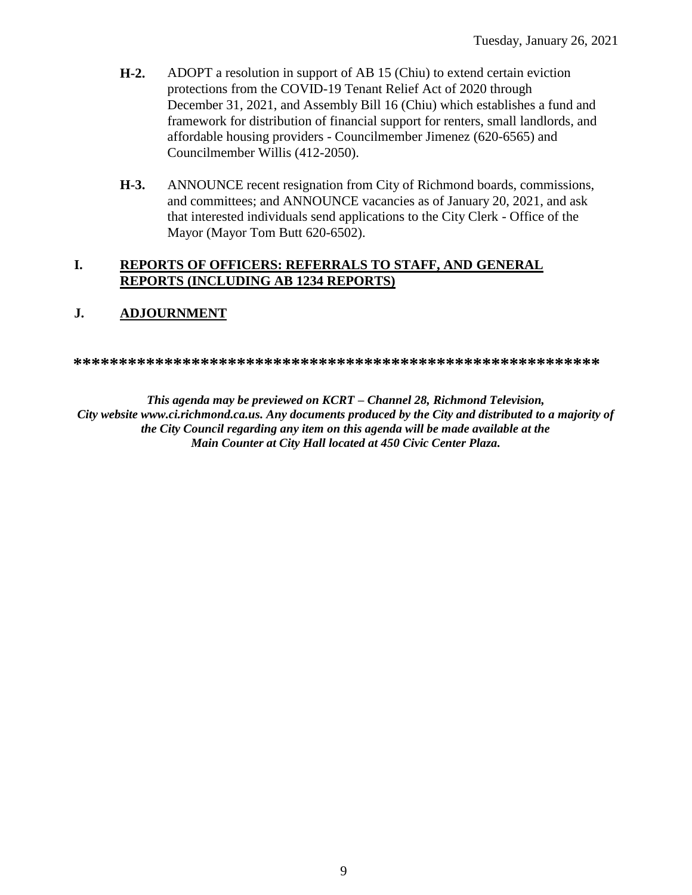**H-2.** ADOPT a resolution in support of AB 15 (Chiu) to extend certain eviction protections from the COVID-19 Tenant Relief Act of 2020 through December 31, 2021, and Assembly Bill 16 (Chiu) which establishes a fund and framework for distribution of financial support for renters, small landlords, and affordable housing providers - Councilmember Jimenez (620-6565) and Councilmember Willis (412-2050).

**H-3.** ANNOUNCE recent resignation from City of Richmond boards, commissions, and committees; and ANNOUNCE vacancies as of January 20, 2021, and ask that interested individuals send applications to the City Clerk - Office of the Mayor (Mayor Tom Butt 620-6502).

## I. REPORTS OF OFFICERS: REFERRALS TO STAFF, AND GENERAL REPORTS (INCLUDING AB 1234 REPORTS)

## J. ADJOURNMENT

**\*\*\*\*\*\*\*\*\*\*\*\*\*\*\*\*\*\*\*\*\*\*\*\*\*\*\*\*\*\*\*\*\*\*\*\*\*\*\*\*\*\*\*\*\*\*\*\*\*\*\*\*\*\*\*\*\*\*\***

***This agenda may be previewed on KCRT – Channel 28, Richmond Television, City website www.ci.richmond.ca.us. Any documents produced by the City and distributed to a majority of the City Council regarding any item on this agenda will be made available at the Main Counter at City Hall located at 450 Civic Center Plaza.***